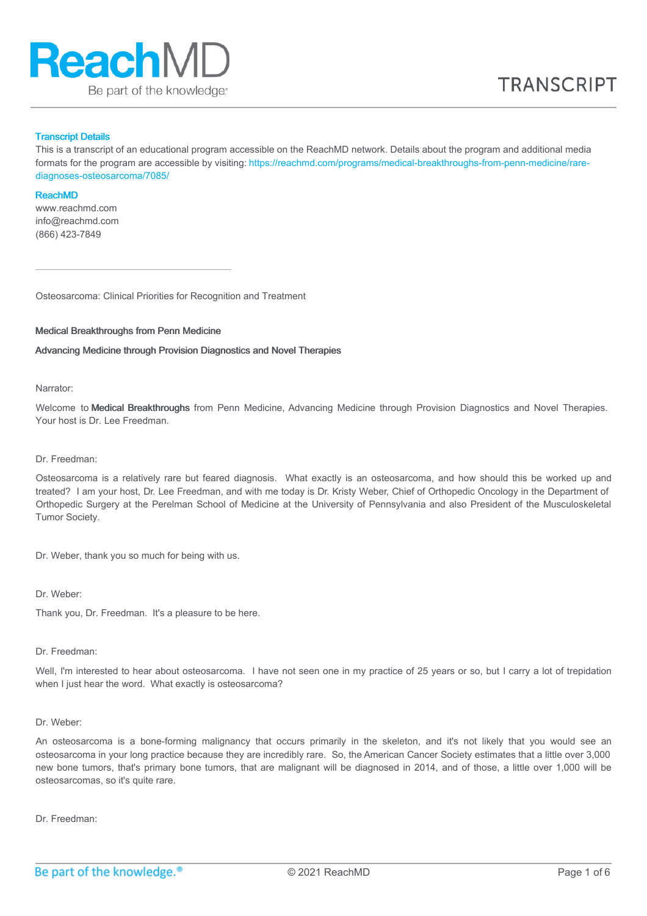# ReachMD

Be part of the knowledge.

TRANSCRIPT

**Transcript Details**

This is a transcript of an educational program accessible on the ReachMD network. Details about the program and additional media formats for the program are accessible by visiting: https://reachmd.com/programs/medical-breakthroughs-from-penn-medicine/rare-diagnoses-osteosarcoma/7085/

**ReachMD**

www.reachmd.com
info@reachmd.com
(866) 423-7849

---

Osteosarcoma: Clinical Priorities for Recognition and Treatment

**Medical Breakthroughs from Penn Medicine**

**Advancing Medicine through Provision Diagnostics and Novel Therapies**

Narrator:

Welcome to **Medical Breakthroughs** from Penn Medicine, Advancing Medicine through Provision Diagnostics and Novel Therapies. Your host is Dr. Lee Freedman.

Dr. Freedman:

Osteosarcoma is a relatively rare but feared diagnosis. What exactly is an osteosarcoma, and how should this be worked up and treated? I am your host, Dr. Lee Freedman, and with me today is Dr. Kristy Weber, Chief of Orthopedic Oncology in the Department of Orthopedic Surgery at the Perelman School of Medicine at the University of Pennsylvania and also President of the Musculoskeletal Tumor Society.

Dr. Weber, thank you so much for being with us.

Dr. Weber:

Thank you, Dr. Freedman. It's a pleasure to be here.

Dr. Freedman:

Well, I'm interested to hear about osteosarcoma. I have not seen one in my practice of 25 years or so, but I carry a lot of trepidation when I just hear the word. What exactly is osteosarcoma?

Dr. Weber:

An osteosarcoma is a bone-forming malignancy that occurs primarily in the skeleton, and it's not likely that you would see an osteosarcoma in your long practice because they are incredibly rare. So, the American Cancer Society estimates that a little over 3,000 new bone tumors, that's primary bone tumors, that are malignant will be diagnosed in 2014, and of those, a little over 1,000 will be osteosarcomas, so it's quite rare.

Dr. Freedman: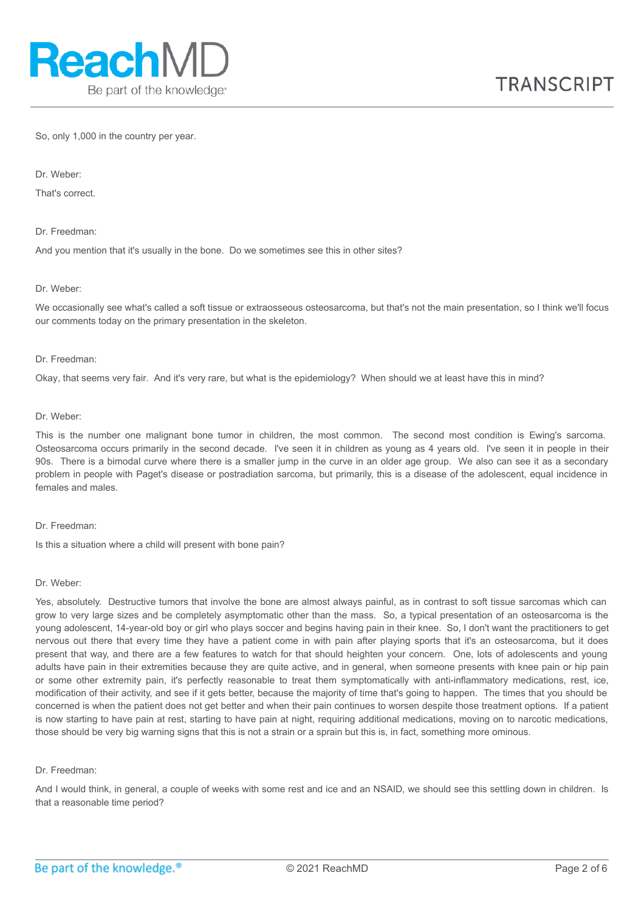So, only 1,000 in the country per year.

Dr. Weber:

That's correct.

Dr. Freedman:

And you mention that it's usually in the bone. Do we sometimes see this in other sites?

Dr. Weber:

We occasionally see what's called a soft tissue or extraosseous osteosarcoma, but that's not the main presentation, so I think we'll focus our comments today on the primary presentation in the skeleton.

Dr. Freedman:

Okay, that seems very fair. And it's very rare, but what is the epidemiology? When should we at least have this in mind?

Dr. Weber:

This is the number one malignant bone tumor in children, the most common. The second most condition is Ewing's sarcoma. Osteosarcoma occurs primarily in the second decade. I've seen it in children as young as 4 years old. I've seen it in people in their 90s. There is a bimodal curve where there is a smaller jump in the curve in an older age group. We also can see it as a secondary problem in people with Paget's disease or postradiation sarcoma, but primarily, this is a disease of the adolescent, equal incidence in females and males.

Dr. Freedman:

Is this a situation where a child will present with bone pain?

Dr. Weber:

Yes, absolutely. Destructive tumors that involve the bone are almost always painful, as in contrast to soft tissue sarcomas which can grow to very large sizes and be completely asymptomatic other than the mass. So, a typical presentation of an osteosarcoma is the young adolescent, 14-year-old boy or girl who plays soccer and begins having pain in their knee. So, I don't want the practitioners to get nervous out there that every time they have a patient come in with pain after playing sports that it's an osteosarcoma, but it does present that way, and there are a few features to watch for that should heighten your concern. One, lots of adolescents and young adults have pain in their extremities because they are quite active, and in general, when someone presents with knee pain or hip pain or some other extremity pain, it's perfectly reasonable to treat them symptomatically with anti-inflammatory medications, rest, ice, modification of their activity, and see if it gets better, because the majority of time that's going to happen. The times that you should be concerned is when the patient does not get better and when their pain continues to worsen despite those treatment options. If a patient is now starting to have pain at rest, starting to have pain at night, requiring additional medications, moving on to narcotic medications, those should be very big warning signs that this is not a strain or a sprain but this is, in fact, something more ominous.

Dr. Freedman:

And I would think, in general, a couple of weeks with some rest and ice and an NSAID, we should see this settling down in children. Is that a reasonable time period?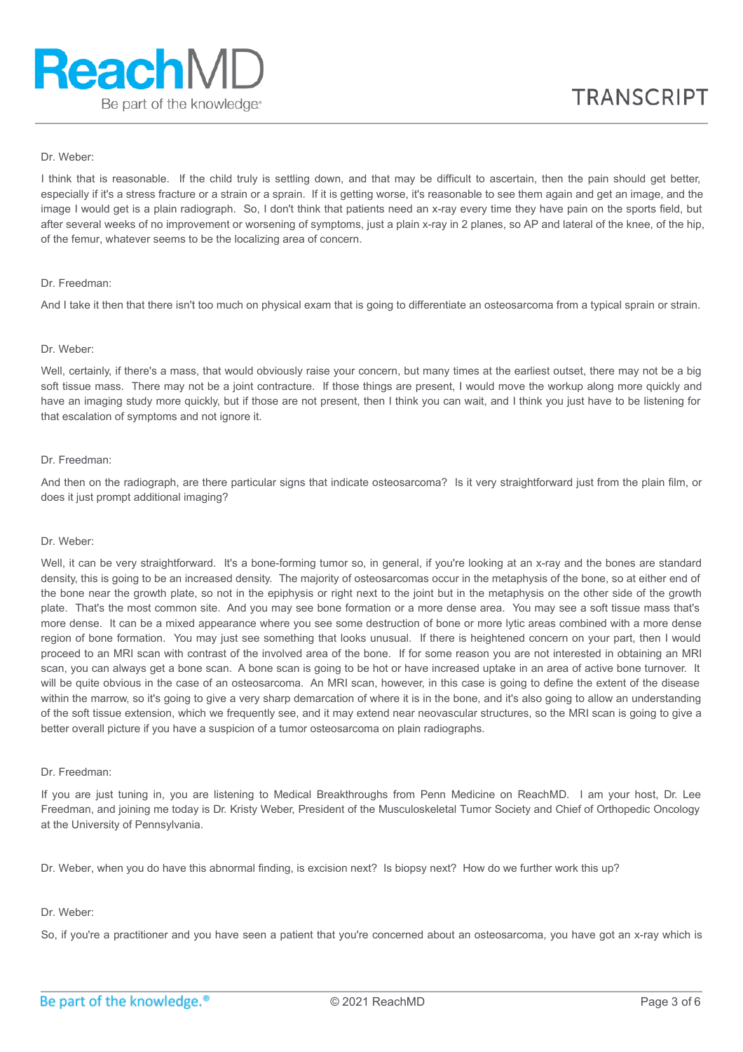Dr. Weber:

I think that is reasonable. If the child truly is settling down, and that may be difficult to ascertain, then the pain should get better, especially if it's a stress fracture or a strain or a sprain. If it is getting worse, it's reasonable to see them again and get an image, and the image I would get is a plain radiograph. So, I don't think that patients need an x-ray every time they have pain on the sports field, but after several weeks of no improvement or worsening of symptoms, just a plain x-ray in 2 planes, so AP and lateral of the knee, of the hip, of the femur, whatever seems to be the localizing area of concern.

Dr. Freedman:

And I take it then that there isn't too much on physical exam that is going to differentiate an osteosarcoma from a typical sprain or strain.

Dr. Weber:

Well, certainly, if there's a mass, that would obviously raise your concern, but many times at the earliest outset, there may not be a big soft tissue mass. There may not be a joint contracture. If those things are present, I would move the workup along more quickly and have an imaging study more quickly, but if those are not present, then I think you can wait, and I think you just have to be listening for that escalation of symptoms and not ignore it.

Dr. Freedman:

And then on the radiograph, are there particular signs that indicate osteosarcoma? Is it very straightforward just from the plain film, or does it just prompt additional imaging?

Dr. Weber:

Well, it can be very straightforward. It's a bone-forming tumor so, in general, if you're looking at an x-ray and the bones are standard density, this is going to be an increased density. The majority of osteosarcomas occur in the metaphysis of the bone, so at either end of the bone near the growth plate, so not in the epiphysis or right next to the joint but in the metaphysis on the other side of the growth plate. That's the most common site. And you may see bone formation or a more dense area. You may see a soft tissue mass that's more dense. It can be a mixed appearance where you see some destruction of bone or more lytic areas combined with a more dense region of bone formation. You may just see something that looks unusual. If there is heightened concern on your part, then I would proceed to an MRI scan with contrast of the involved area of the bone. If for some reason you are not interested in obtaining an MRI scan, you can always get a bone scan. A bone scan is going to be hot or have increased uptake in an area of active bone turnover. It will be quite obvious in the case of an osteosarcoma. An MRI scan, however, in this case is going to define the extent of the disease within the marrow, so it's going to give a very sharp demarcation of where it is in the bone, and it's also going to allow an understanding of the soft tissue extension, which we frequently see, and it may extend near neovascular structures, so the MRI scan is going to give a better overall picture if you have a suspicion of a tumor osteosarcoma on plain radiographs.

Dr. Freedman:

If you are just tuning in, you are listening to Medical Breakthroughs from Penn Medicine on ReachMD. I am your host, Dr. Lee Freedman, and joining me today is Dr. Kristy Weber, President of the Musculoskeletal Tumor Society and Chief of Orthopedic Oncology at the University of Pennsylvania.

Dr. Weber, when you do have this abnormal finding, is excision next? Is biopsy next? How do we further work this up?

Dr. Weber:

So, if you're a practitioner and you have seen a patient that you're concerned about an osteosarcoma, you have got an x-ray which is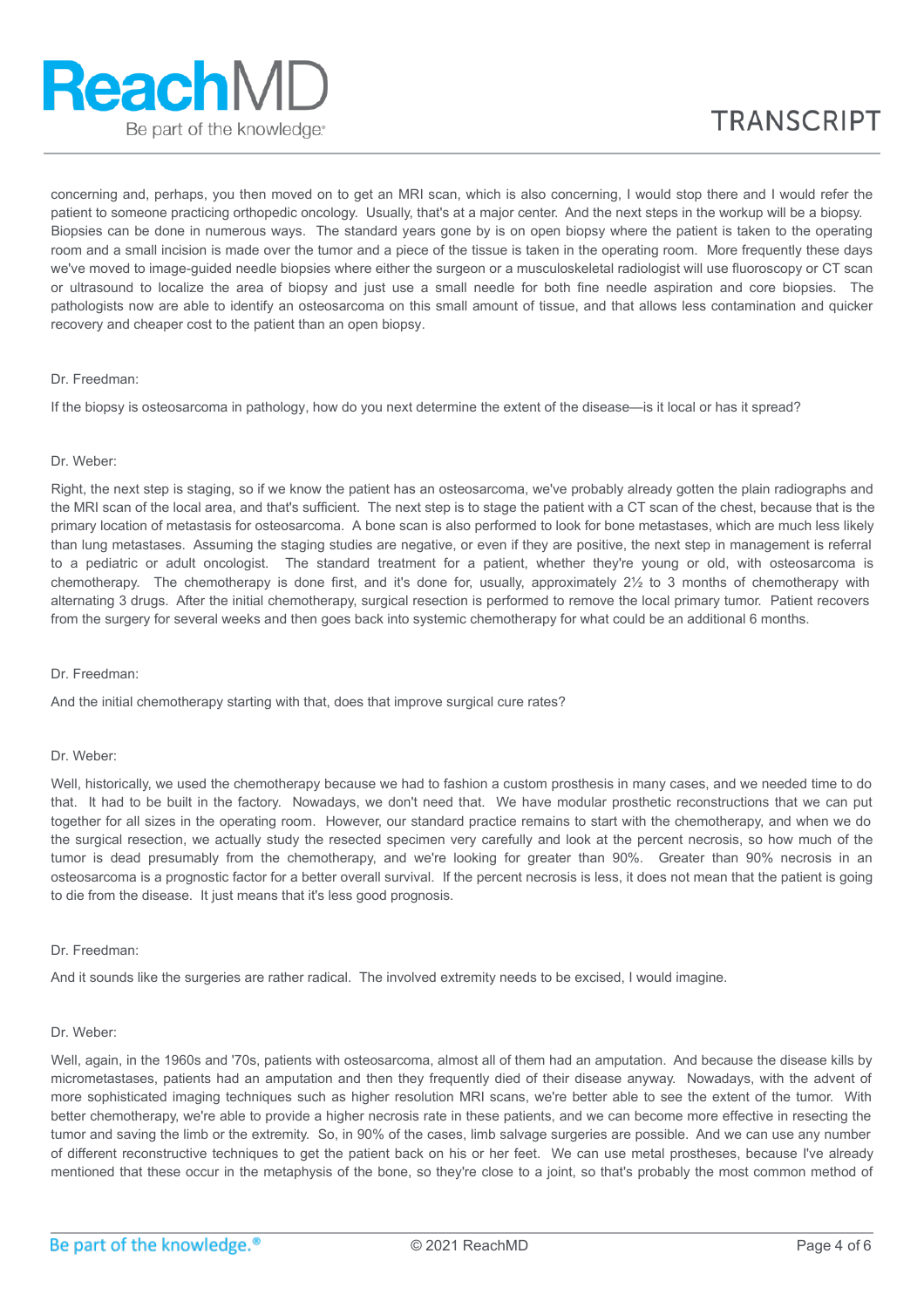concerning and, perhaps, you then moved on to get an MRI scan, which is also concerning, I would stop there and I would refer the patient to someone practicing orthopedic oncology. Usually, that's at a major center. And the next steps in the workup will be a biopsy. Biopsies can be done in numerous ways. The standard years gone by is on open biopsy where the patient is taken to the operating room and a small incision is made over the tumor and a piece of the tissue is taken in the operating room. More frequently these days we've moved to image-guided needle biopsies where either the surgeon or a musculoskeletal radiologist will use fluoroscopy or CT scan or ultrasound to localize the area of biopsy and just use a small needle for both fine needle aspiration and core biopsies. The pathologists now are able to identify an osteosarcoma on this small amount of tissue, and that allows less contamination and quicker recovery and cheaper cost to the patient than an open biopsy.

Dr. Freedman:

If the biopsy is osteosarcoma in pathology, how do you next determine the extent of the disease—is it local or has it spread?

Dr. Weber:

Right, the next step is staging, so if we know the patient has an osteosarcoma, we've probably already gotten the plain radiographs and the MRI scan of the local area, and that's sufficient. The next step is to stage the patient with a CT scan of the chest, because that is the primary location of metastasis for osteosarcoma. A bone scan is also performed to look for bone metastases, which are much less likely than lung metastases. Assuming the staging studies are negative, or even if they are positive, the next step in management is referral to a pediatric or adult oncologist. The standard treatment for a patient, whether they're young or old, with osteosarcoma is chemotherapy. The chemotherapy is done first, and it's done for, usually, approximately 2½ to 3 months of chemotherapy with alternating 3 drugs. After the initial chemotherapy, surgical resection is performed to remove the local primary tumor. Patient recovers from the surgery for several weeks and then goes back into systemic chemotherapy for what could be an additional 6 months.

Dr. Freedman:

And the initial chemotherapy starting with that, does that improve surgical cure rates?

Dr. Weber:

Well, historically, we used the chemotherapy because we had to fashion a custom prosthesis in many cases, and we needed time to do that. It had to be built in the factory. Nowadays, we don't need that. We have modular prosthetic reconstructions that we can put together for all sizes in the operating room. However, our standard practice remains to start with the chemotherapy, and when we do the surgical resection, we actually study the resected specimen very carefully and look at the percent necrosis, so how much of the tumor is dead presumably from the chemotherapy, and we're looking for greater than 90%. Greater than 90% necrosis in an osteosarcoma is a prognostic factor for a better overall survival. If the percent necrosis is less, it does not mean that the patient is going to die from the disease. It just means that it's less good prognosis.

Dr. Freedman:

And it sounds like the surgeries are rather radical. The involved extremity needs to be excised, I would imagine.

Dr. Weber:

Well, again, in the 1960s and '70s, patients with osteosarcoma, almost all of them had an amputation. And because the disease kills by micrometastases, patients had an amputation and then they frequently died of their disease anyway. Nowadays, with the advent of more sophisticated imaging techniques such as higher resolution MRI scans, we're better able to see the extent of the tumor. With better chemotherapy, we're able to provide a higher necrosis rate in these patients, and we can become more effective in resecting the tumor and saving the limb or the extremity. So, in 90% of the cases, limb salvage surgeries are possible. And we can use any number of different reconstructive techniques to get the patient back on his or her feet. We can use metal prostheses, because I've already mentioned that these occur in the metaphysis of the bone, so they're close to a joint, so that's probably the most common method of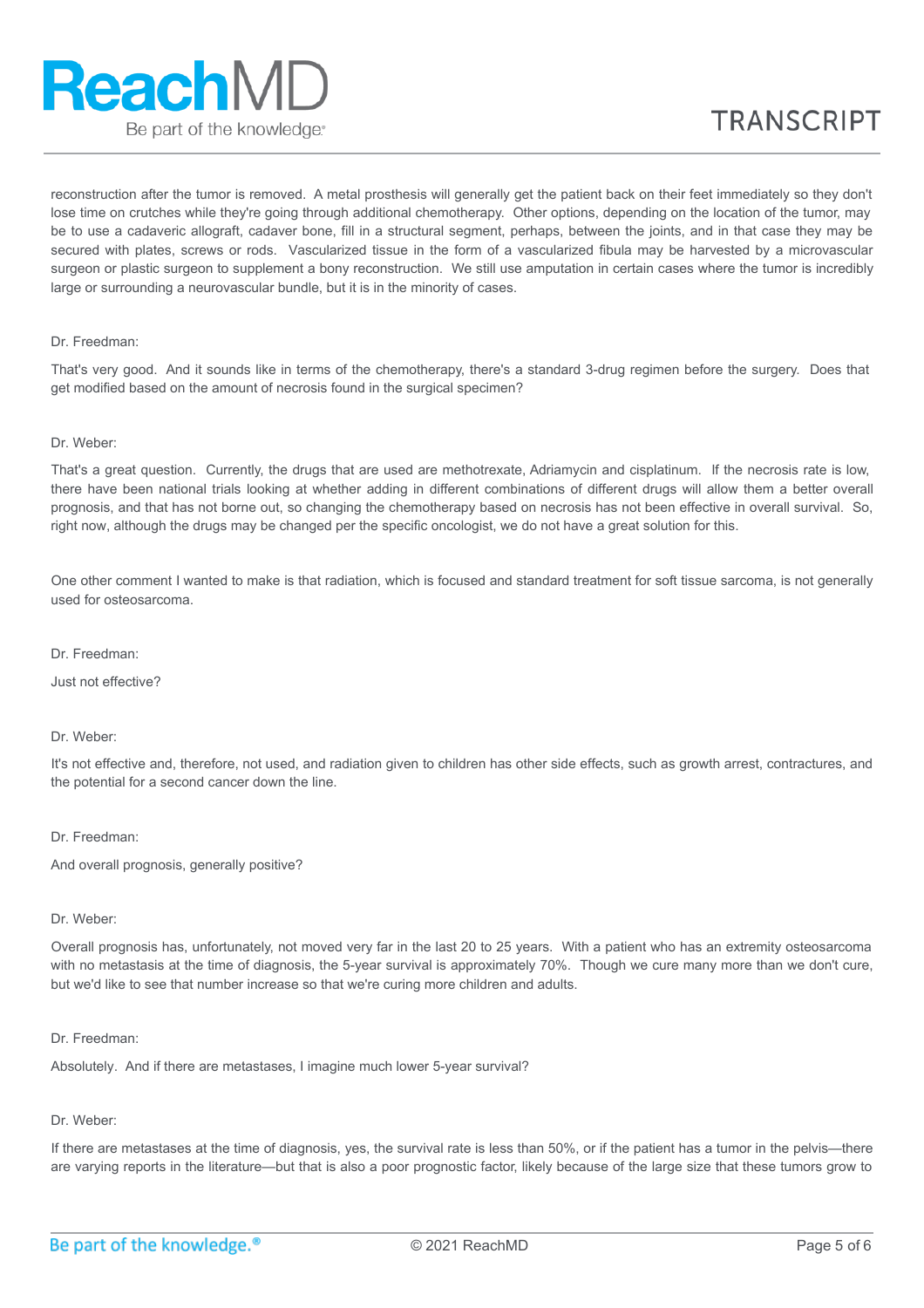reconstruction after the tumor is removed. A metal prosthesis will generally get the patient back on their feet immediately so they don't lose time on crutches while they're going through additional chemotherapy. Other options, depending on the location of the tumor, may be to use a cadaveric allograft, cadaver bone, fill in a structural segment, perhaps, between the joints, and in that case they may be secured with plates, screws or rods. Vascularized tissue in the form of a vascularized fibula may be harvested by a microvascular surgeon or plastic surgeon to supplement a bony reconstruction. We still use amputation in certain cases where the tumor is incredibly large or surrounding a neurovascular bundle, but it is in the minority of cases.

Dr. Freedman:

That's very good. And it sounds like in terms of the chemotherapy, there's a standard 3-drug regimen before the surgery. Does that get modified based on the amount of necrosis found in the surgical specimen?

Dr. Weber:

That's a great question. Currently, the drugs that are used are methotrexate, Adriamycin and cisplatinum. If the necrosis rate is low, there have been national trials looking at whether adding in different combinations of different drugs will allow them a better overall prognosis, and that has not borne out, so changing the chemotherapy based on necrosis has not been effective in overall survival. So, right now, although the drugs may be changed per the specific oncologist, we do not have a great solution for this.

One other comment I wanted to make is that radiation, which is focused and standard treatment for soft tissue sarcoma, is not generally used for osteosarcoma.

Dr. Freedman:

Just not effective?

Dr. Weber:

It's not effective and, therefore, not used, and radiation given to children has other side effects, such as growth arrest, contractures, and the potential for a second cancer down the line.

Dr. Freedman:

And overall prognosis, generally positive?

Dr. Weber:

Overall prognosis has, unfortunately, not moved very far in the last 20 to 25 years. With a patient who has an extremity osteosarcoma with no metastasis at the time of diagnosis, the 5-year survival is approximately 70%. Though we cure many more than we don't cure, but we'd like to see that number increase so that we're curing more children and adults.

Dr. Freedman:

Absolutely. And if there are metastases, I imagine much lower 5-year survival?

Dr. Weber:

If there are metastases at the time of diagnosis, yes, the survival rate is less than 50%, or if the patient has a tumor in the pelvis—there are varying reports in the literature—but that is also a poor prognostic factor, likely because of the large size that these tumors grow to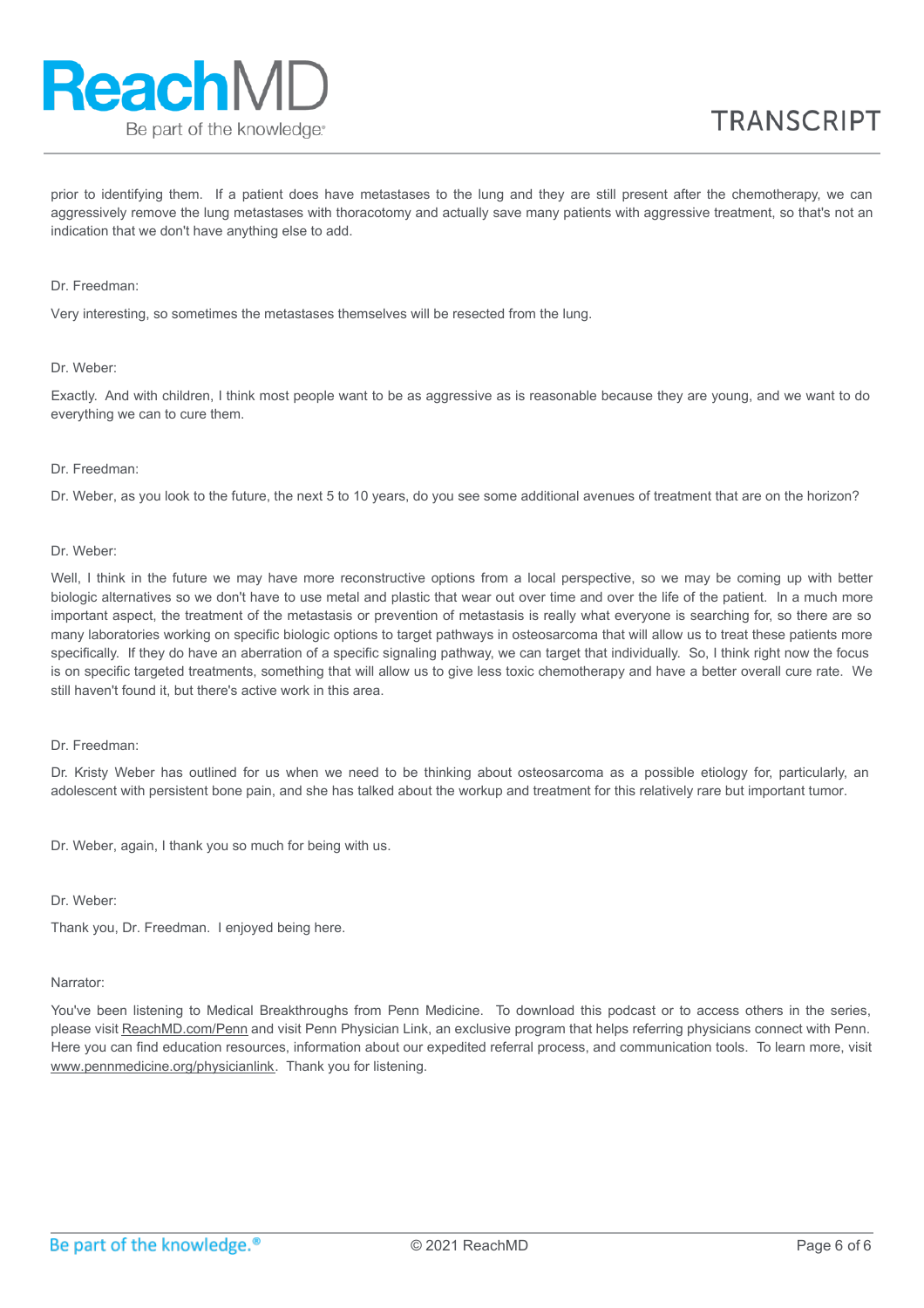prior to identifying them. If a patient does have metastases to the lung and they are still present after the chemotherapy, we can aggressively remove the lung metastases with thoracotomy and actually save many patients with aggressive treatment, so that's not an indication that we don't have anything else to add.

Dr. Freedman:

Very interesting, so sometimes the metastases themselves will be resected from the lung.

Dr. Weber:

Exactly. And with children, I think most people want to be as aggressive as is reasonable because they are young, and we want to do everything we can to cure them.

Dr. Freedman:

Dr. Weber, as you look to the future, the next 5 to 10 years, do you see some additional avenues of treatment that are on the horizon?

Dr. Weber:

Well, I think in the future we may have more reconstructive options from a local perspective, so we may be coming up with better biologic alternatives so we don't have to use metal and plastic that wear out over time and over the life of the patient. In a much more important aspect, the treatment of the metastasis or prevention of metastasis is really what everyone is searching for, so there are so many laboratories working on specific biologic options to target pathways in osteosarcoma that will allow us to treat these patients more specifically. If they do have an aberration of a specific signaling pathway, we can target that individually. So, I think right now the focus is on specific targeted treatments, something that will allow us to give less toxic chemotherapy and have a better overall cure rate. We still haven't found it, but there's active work in this area.

Dr. Freedman:

Dr. Kristy Weber has outlined for us when we need to be thinking about osteosarcoma as a possible etiology for, particularly, an adolescent with persistent bone pain, and she has talked about the workup and treatment for this relatively rare but important tumor.

Dr. Weber, again, I thank you so much for being with us.

Dr. Weber:

Thank you, Dr. Freedman. I enjoyed being here.

Narrator:

You've been listening to Medical Breakthroughs from Penn Medicine. To download this podcast or to access others in the series, please visit ReachMD.com/Penn and visit Penn Physician Link, an exclusive program that helps referring physicians connect with Penn. Here you can find education resources, information about our expedited referral process, and communication tools. To learn more, visit www.pennmedicine.org/physicianlink. Thank you for listening.